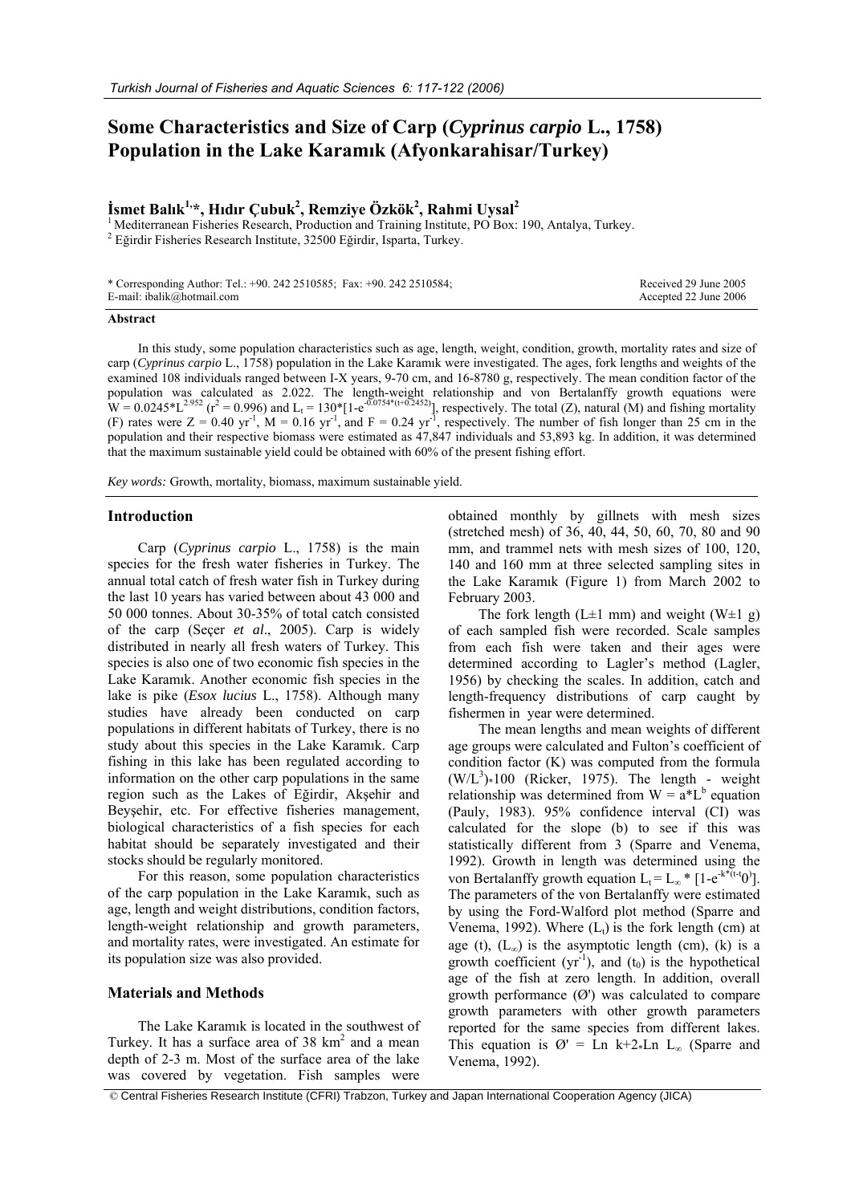# Some Characteristics and Size of Carp (*Cyprinus carpio* L., 1758) Population in the Lake Karamık (Afyonkarahisar/Turkey)

**İsmet Balık[1,*], Hıdır Çubuk[2], Remziye Özkök[2], Rahmi Uysal[2]**

[1] Mediterranean Fisheries Research, Production and Training Institute, PO Box: 190, Antalya, Turkey.
[2] Eğirdir Fisheries Research Institute, 32500 Eğirdir, Isparta, Turkey.

\* Corresponding Author: Tel.: +90. 242 2510585; Fax: +90. 242 2510584; E-mail: ibalik@hotmail.com

Received 29 June 2005
Accepted 22 June 2006

### Abstract

In this study, some population characteristics such as age, length, weight, condition, growth, mortality rates and size of carp (*Cyprinus carpio* L., 1758) population in the Lake Karamık were investigated. The ages, fork lengths and weights of the examined 108 individuals ranged between I-X years, 9-70 cm, and 16-8780 g, respectively. The mean condition factor of the population was calculated as 2.022. The length-weight relationship and von Bertalanffy growth equations were $W = 0.0245*L^{2.952}$ ($r^2 = 0.996$) and $L_t = 130*[1-e^{-0.0754*(t+0.2452)}]$, respectively. The total (Z), natural (M) and fishing mortality (F) rates were $Z = 0.40$ yr$^{-1}$, $M = 0.16$ yr$^{-1}$, and $F = 0.24$ yr$^{-1}$, respectively. The number of fish longer than 25 cm in the population and their respective biomass were estimated as 47,847 individuals and 53,893 kg. In addition, it was determined that the maximum sustainable yield could be obtained with 60% of the present fishing effort.

*Key words:* Growth, mortality, biomass, maximum sustainable yield.

## Introduction

Carp (*Cyprinus carpio* L., 1758) is the main species for the fresh water fisheries in Turkey. The annual total catch of fresh water fish in Turkey during the last 10 years has varied between about 43 000 and 50 000 tonnes. About 30-35% of total catch consisted of the carp (Seçer *et al*., 2005). Carp is widely distributed in nearly all fresh waters of Turkey. This species is also one of two economic fish species in the Lake Karamık. Another economic fish species in the lake is pike (*Esox lucius* L., 1758). Although many studies have already been conducted on carp populations in different habitats of Turkey, there is no study about this species in the Lake Karamık. Carp fishing in this lake has been regulated according to information on the other carp populations in the same region such as the Lakes of Eğirdir, Akşehir and Beyşehir, etc. For effective fisheries management, biological characteristics of a fish species for each habitat should be separately investigated and their stocks should be regularly monitored.

For this reason, some population characteristics of the carp population in the Lake Karamık, such as age, length and weight distributions, condition factors, length-weight relationship and growth parameters, and mortality rates, were investigated. An estimate for its population size was also provided.

## Materials and Methods

The Lake Karamık is located in the southwest of Turkey. It has a surface area of 38 km$^2$ and a mean depth of 2-3 m. Most of the surface area of the lake was covered by vegetation. Fish samples were obtained monthly by gillnets with mesh sizes (stretched mesh) of 36, 40, 44, 50, 60, 70, 80 and 90 mm, and trammel nets with mesh sizes of 100, 120, 140 and 160 mm at three selected sampling sites in the Lake Karamık (Figure 1) from March 2002 to February 2003.

The fork length (L±1 mm) and weight (W±1 g) of each sampled fish were recorded. Scale samples from each fish were taken and their ages were determined according to Lagler's method (Lagler, 1956) by checking the scales. In addition, catch and length-frequency distributions of carp caught by fishermen in year were determined.

The mean lengths and mean weights of different age groups were calculated and Fulton's coefficient of condition factor (K) was computed from the formula $(W/L^3)*100$ (Ricker, 1975). The length - weight relationship was determined from $W = a*L^b$ equation (Pauly, 1983). 95% confidence interval (CI) was calculated for the slope (b) to see if this was statistically different from 3 (Sparre and Venema, 1992). Growth in length was determined using the von Bertalanffy growth equation $L_t = L_\infty * [1-e^{-k*(t-t_0)}]$. The parameters of the von Bertalanffy were estimated by using the Ford-Walford plot method (Sparre and Venema, 1992). Where ($L_t$) is the fork length (cm) at age (t), ($L_\infty$) is the asymptotic length (cm), (k) is a growth coefficient (yr$^{-1}$), and ($t_0$) is the hypothetical age of the fish at zero length. In addition, overall growth performance (Ø') was calculated to compare growth parameters with other growth parameters reported for the same species from different lakes. This equation is $Ø' = \text{Ln } k+2*\text{Ln } L_\infty$ (Sparre and Venema, 1992).

© Central Fisheries Research Institute (CFRI) Trabzon, Turkey and Japan International Cooperation Agency (JICA)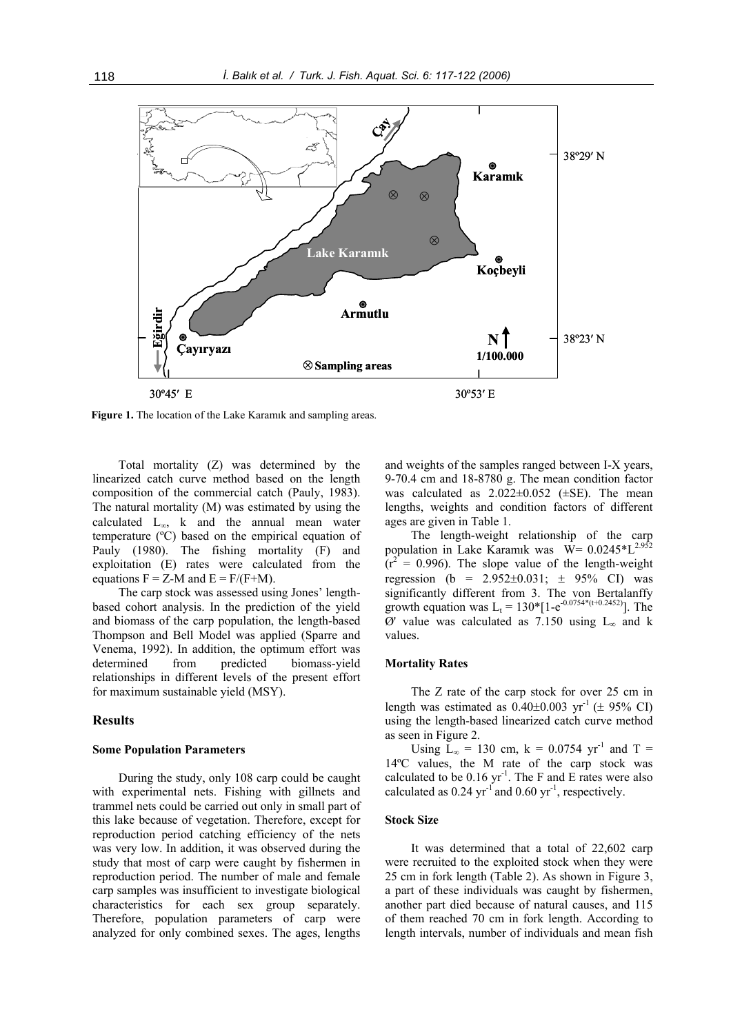**Figure 1.** The location of the Lake Karamık and sampling areas.

Total mortality (Z) was determined by the linearized catch curve method based on the length composition of the commercial catch (Pauly, 1983). The natural mortality (M) was estimated by using the calculated $L_\infty$, k and the annual mean water temperature (ºC) based on the empirical equation of Pauly (1980). The fishing mortality (F) and exploitation (E) rates were calculated from the equations $F = Z\text{-}M$ and $E = F/(F+M)$.

The carp stock was assessed using Jones' length-based cohort analysis. In the prediction of the yield and biomass of the carp population, the length-based Thompson and Bell Model was applied (Sparre and Venema, 1992). In addition, the optimum effort was determined from predicted biomass-yield relationships in different levels of the present effort for maximum sustainable yield (MSY).

## Results

### Some Population Parameters

During the study, only 108 carp could be caught with experimental nets. Fishing with gillnets and trammel nets could be carried out only in small part of this lake because of vegetation. Therefore, except for reproduction period catching efficiency of the nets was very low. In addition, it was observed during the study that most of carp were caught by fishermen in reproduction period. The number of male and female carp samples was insufficient to investigate biological characteristics for each sex group separately. Therefore, population parameters of carp were analyzed for only combined sexes. The ages, lengths and weights of the samples ranged between I-X years, 9-70.4 cm and 18-8780 g. The mean condition factor was calculated as 2.022±0.052 (±SE). The mean lengths, weights and condition factors of different ages are given in Table 1.

The length-weight relationship of the carp population in Lake Karamık was $W = 0.0245*L^{2.952}$ ($r^2 = 0.996$). The slope value of the length-weight regression ($b = 2.952\pm0.031$; ± 95% CI) was significantly different from 3. The von Bertalanffy growth equation was $L_t = 130*[1-e^{-0.0754*(t+0.2452)}]$. The Ø' value was calculated as 7.150 using $L_\infty$ and k values.

### Mortality Rates

The Z rate of the carp stock for over 25 cm in length was estimated as $0.40\pm0.003$ $yr^{-1}$ (± 95% CI) using the length-based linearized catch curve method as seen in Figure 2.

Using $L_\infty = 130$ cm, $k = 0.0754$ $yr^{-1}$ and $T = 14$ºC values, the M rate of the carp stock was calculated to be 0.16 $yr^{-1}$. The F and E rates were also calculated as 0.24 $yr^{-1}$ and 0.60 $yr^{-1}$, respectively.

### Stock Size

It was determined that a total of 22,602 carp were recruited to the exploited stock when they were 25 cm in fork length (Table 2). As shown in Figure 3, a part of these individuals was caught by fishermen, another part died because of natural causes, and 115 of them reached 70 cm in fork length. According to length intervals, number of individuals and mean fish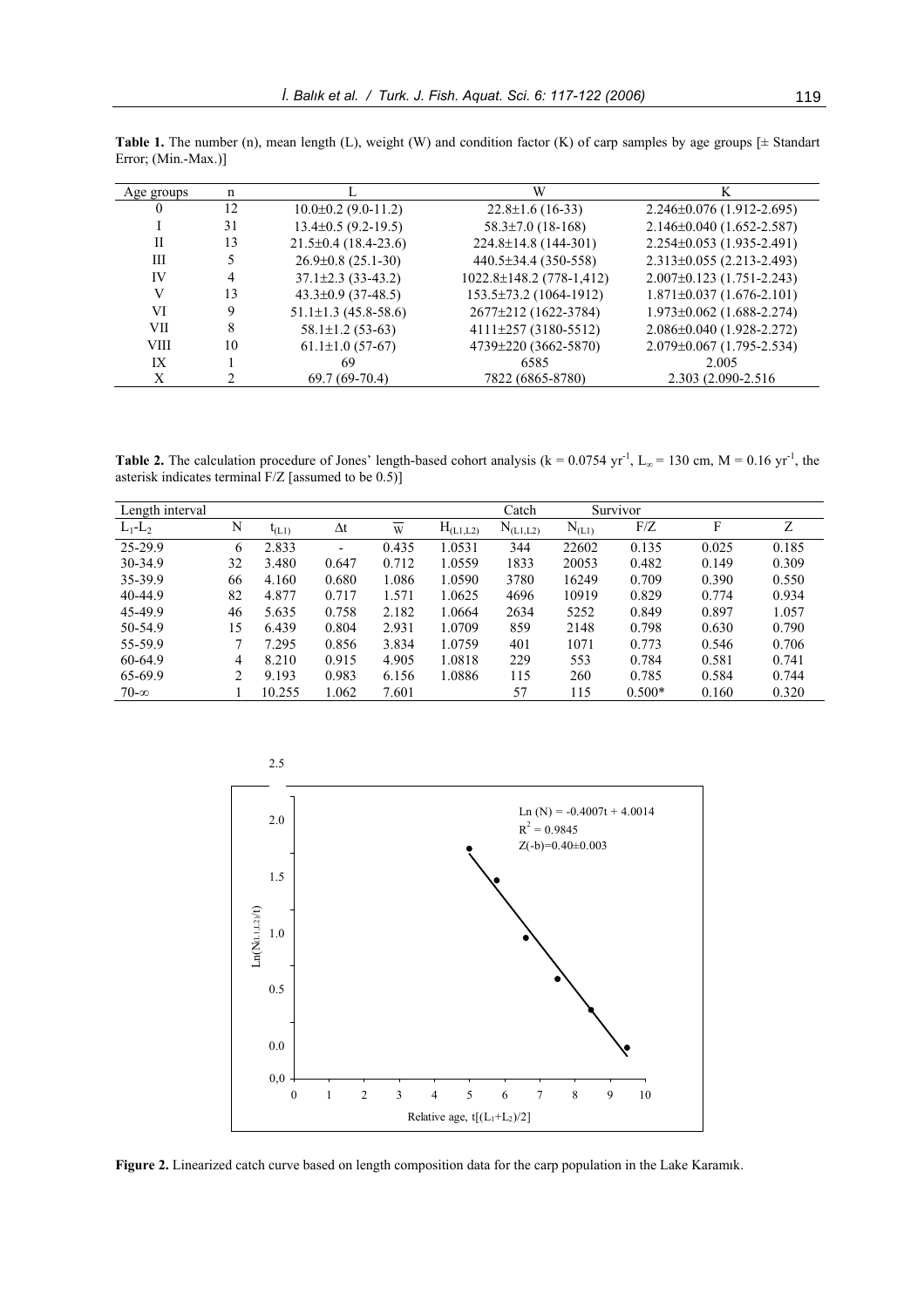**Table 1.** The number (n), mean length (L), weight (W) and condition factor (K) of carp samples by age groups [± Standart Error; (Min.-Max.)]

| Age groups | n | L | W | K |
|---|---|---|---|---|
| 0 | 12 | 10.0±0.2 (9.0-11.2) | 22.8±1.6 (16-33) | 2.246±0.076 (1.912-2.695) |
| I | 31 | 13.4±0.5 (9.2-19.5) | 58.3±7.0 (18-168) | 2.146±0.040 (1.652-2.587) |
| II | 13 | 21.5±0.4 (18.4-23.6) | 224.8±14.8 (144-301) | 2.254±0.053 (1.935-2.491) |
| III | 5 | 26.9±0.8 (25.1-30) | 440.5±34.4 (350-558) | 2.313±0.055 (2.213-2.493) |
| IV | 4 | 37.1±2.3 (33-43.2) | 1022.8±148.2 (778-1,412) | 2.007±0.123 (1.751-2.243) |
| V | 13 | 43.3±0.9 (37-48.5) | 153.5±73.2 (1064-1912) | 1.871±0.037 (1.676-2.101) |
| VI | 9 | 51.1±1.3 (45.8-58.6) | 2677±212 (1622-3784) | 1.973±0.062 (1.688-2.274) |
| VII | 8 | 58.1±1.2 (53-63) | 4111±257 (3180-5512) | 2.086±0.040 (1.928-2.272) |
| VIII | 10 | 61.1±1.0 (57-67) | 4739±220 (3662-5870) | 2.079±0.067 (1.795-2.534) |
| IX | 1 | 69 | 6585 | 2.005 |
| X | 2 | 69.7 (69-70.4) | 7822 (6865-8780) | 2.303 (2.090-2.516 |

**Table 2.** The calculation procedure of Jones' length-based cohort analysis (k = 0.0754 $yr^{-1}$, $L_{\infty}$ = 130 cm, M = 0.16 $yr^{-1}$, the asterisk indicates terminal F/Z [assumed to be 0.5)]

| Length interval | | | | | | Catch | Survivor | | | |
|---|---|---|---|---|---|---|---|---|---|---|
| $L_1$-$L_2$ | N | $t_{(L1)}$ | $\Delta t$ | $\overline{W}$ | $H_{(L1,L2)}$ | $N_{(L1,L2)}$ | $N_{(L1)}$ | F/Z | F | Z |
| 25-29.9 | 6 | 2.833 | - | 0.435 | 1.0531 | 344 | 22602 | 0.135 | 0.025 | 0.185 |
| 30-34.9 | 32 | 3.480 | 0.647 | 0.712 | 1.0559 | 1833 | 20053 | 0.482 | 0.149 | 0.309 |
| 35-39.9 | 66 | 4.160 | 0.680 | 1.086 | 1.0590 | 3780 | 16249 | 0.709 | 0.390 | 0.550 |
| 40-44.9 | 82 | 4.877 | 0.717 | 1.571 | 1.0625 | 4696 | 10919 | 0.829 | 0.774 | 0.934 |
| 45-49.9 | 46 | 5.635 | 0.758 | 2.182 | 1.0664 | 2634 | 5252 | 0.849 | 0.897 | 1.057 |
| 50-54.9 | 15 | 6.439 | 0.804 | 2.931 | 1.0709 | 859 | 2148 | 0.798 | 0.630 | 0.790 |
| 55-59.9 | 7 | 7.295 | 0.856 | 3.834 | 1.0759 | 401 | 1071 | 0.773 | 0.546 | 0.706 |
| 60-64.9 | 4 | 8.210 | 0.915 | 4.905 | 1.0818 | 229 | 553 | 0.784 | 0.581 | 0.741 |
| 65-69.9 | 2 | 9.193 | 0.983 | 6.156 | 1.0886 | 115 | 260 | 0.785 | 0.584 | 0.744 |
| 70-∞ | 1 | 10.255 | 1.062 | 7.601 | | 57 | 115 | 0.500* | 0.160 | 0.320 |

**Figure 2.** Linearized catch curve based on length composition data for the carp population in the Lake Karamık.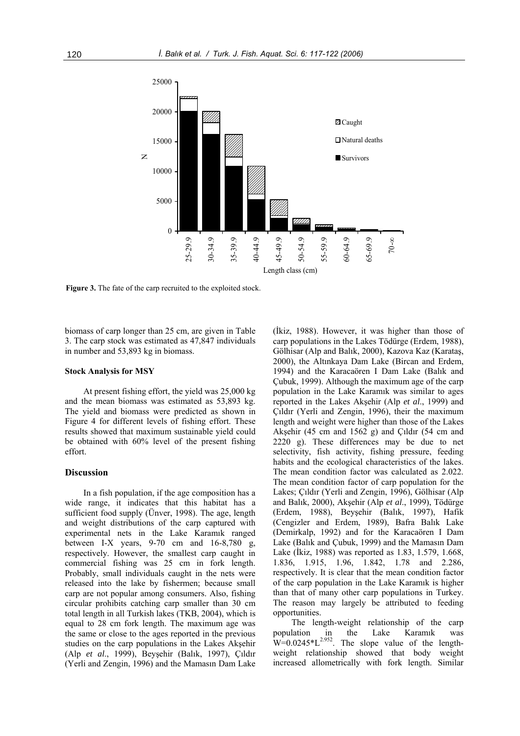**Figure 3.** The fate of the carp recruited to the exploited stock.

biomass of carp longer than 25 cm, are given in Table 3. The carp stock was estimated as 47,847 individuals in number and 53,893 kg in biomass.

### Stock Analysis for MSY

At present fishing effort, the yield was 25,000 kg and the mean biomass was estimated as 53,893 kg. The yield and biomass were predicted as shown in Figure 4 for different levels of fishing effort. These results showed that maximum sustainable yield could be obtained with 60% level of the present fishing effort.

## Discussion

In a fish population, if the age composition has a wide range, it indicates that this habitat has a sufficient food supply (Ünver, 1998). The age, length and weight distributions of the carp captured with experimental nets in the Lake Karamık ranged between I-X years, 9-70 cm and 16-8,780 g, respectively. However, the smallest carp caught in commercial fishing was 25 cm in fork length. Probably, small individuals caught in the nets were released into the lake by fishermen; because small carp are not popular among consumers. Also, fishing circular prohibits catching carp smaller than 30 cm total length in all Turkish lakes (TKB, 2004), which is equal to 28 cm fork length. The maximum age was the same or close to the ages reported in the previous studies on the carp populations in the Lakes Akşehir (Alp *et al*., 1999), Beyşehir (Balık, 1997), Çıldır (Yerli and Zengin, 1996) and the Mamasın Dam Lake (İkiz, 1988). However, it was higher than those of carp populations in the Lakes Tödürge (Erdem, 1988), Gölhisar (Alp and Balık, 2000), Kazova Kaz (Karataş, 2000), the Altınkaya Dam Lake (Bircan and Erdem, 1994) and the Karacaören I Dam Lake (Balık and Çubuk, 1999). Although the maximum age of the carp population in the Lake Karamık was similar to ages reported in the Lakes Akşehir (Alp *et al*., 1999) and Çıldır (Yerli and Zengin, 1996), their the maximum length and weight were higher than those of the Lakes Akşehir (45 cm and 1562 g) and Çıldır (54 cm and 2220 g). These differences may be due to net selectivity, fish activity, fishing pressure, feeding habits and the ecological characteristics of the lakes. The mean condition factor was calculated as 2.022. The mean condition factor of carp population for the Lakes; Çıldır (Yerli and Zengin, 1996), Gölhisar (Alp and Balık, 2000), Akşehir (Alp *et al*., 1999), Tödürge (Erdem, 1988), Beyşehir (Balık, 1997), Hafik (Cengizler and Erdem, 1989), Bafra Balık Lake (Demirkalp, 1992) and for the Karacaören I Dam Lake (Balık and Çubuk, 1999) and the Mamasın Dam Lake (İkiz, 1988) was reported as 1.83, 1.579, 1.668, 1.836, 1.915, 1.96, 1.842, 1.78 and 2.286, respectively. It is clear that the mean condition factor of the carp population in the Lake Karamık is higher than that of many other carp populations in Turkey. The reason may largely be attributed to feeding opportunities.

The length-weight relationship of the carp population in the Lake Karamık was $W=0.0245*L^{2.952}$. The slope value of the length-weight relationship showed that body weight increased allometrically with fork length. Similar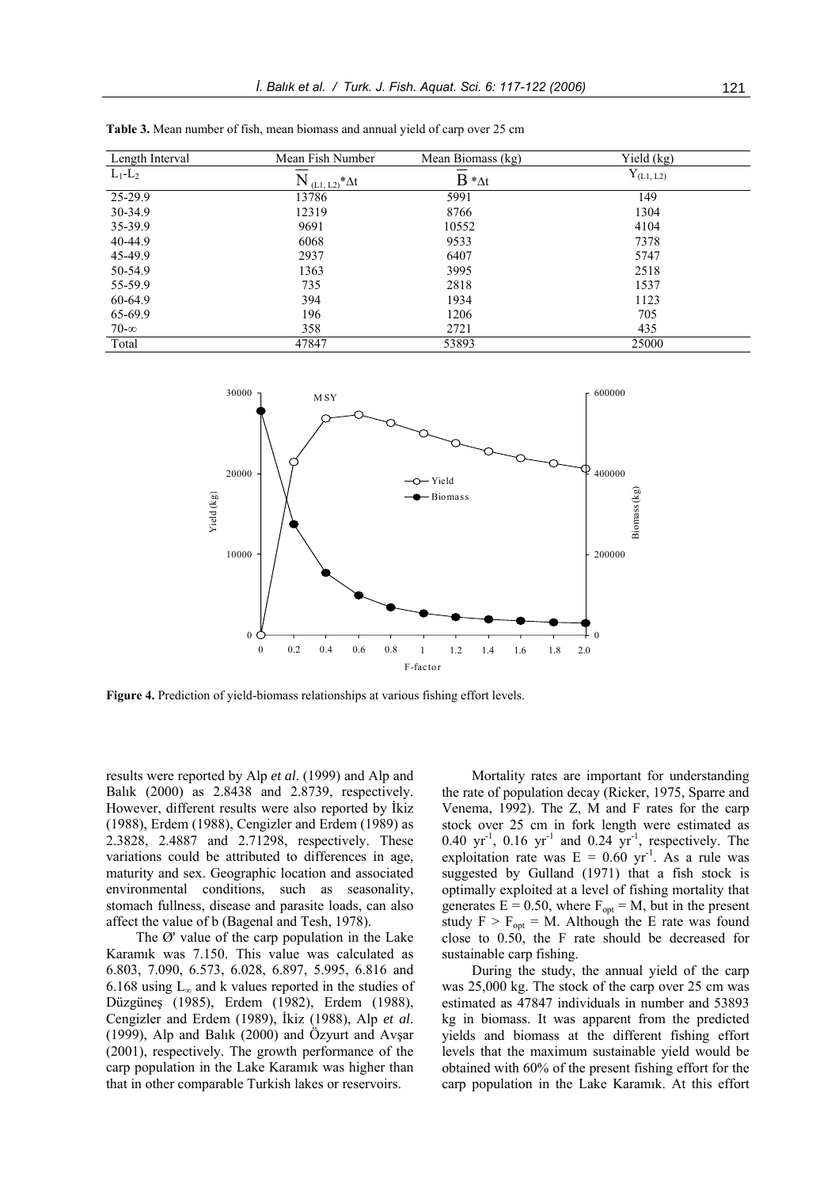**Table 3.** Mean number of fish, mean biomass and annual yield of carp over 25 cm

| Length Interval | Mean Fish Number | Mean Biomass (kg) | Yield (kg) |
|---|---|---|---|
| $L_1$-$L_2$ | $\overline{N}_{(L1, L2)}*\Delta t$ | $\overline{B}*\Delta t$ | $Y_{(L1, L2)}$ |
| 25-29.9 | 13786 | 5991 | 149 |
| 30-34.9 | 12319 | 8766 | 1304 |
| 35-39.9 | 9691 | 10552 | 4104 |
| 40-44.9 | 6068 | 9533 | 7378 |
| 45-49.9 | 2937 | 6407 | 5747 |
| 50-54.9 | 1363 | 3995 | 2518 |
| 55-59.9 | 735 | 2818 | 1537 |
| 60-64.9 | 394 | 1934 | 1123 |
| 65-69.9 | 196 | 1206 | 705 |
| 70-∞ | 358 | 2721 | 435 |
| Total | 47847 | 53893 | 25000 |

**Figure 4.** Prediction of yield-biomass relationships at various fishing effort levels.

results were reported by Alp *et al*. (1999) and Alp and Balık (2000) as 2.8438 and 2.8739, respectively. However, different results were also reported by İkiz (1988), Erdem (1988), Cengizler and Erdem (1989) as 2.3828, 2.4887 and 2.71298, respectively. These variations could be attributed to differences in age, maturity and sex. Geographic location and associated environmental conditions, such as seasonality, stomach fullness, disease and parasite loads, can also affect the value of b (Bagenal and Tesh, 1978).

The Ø' value of the carp population in the Lake Karamık was 7.150. This value was calculated as 6.803, 7.090, 6.573, 6.028, 6.897, 5.995, 6.816 and 6.168 using $L_\infty$ and k values reported in the studies of Düzgüneş (1985), Erdem (1982), Erdem (1988), Cengizler and Erdem (1989), İkiz (1988), Alp *et al*. (1999), Alp and Balık (2000) and Özyurt and Avşar (2001), respectively. The growth performance of the carp population in the Lake Karamık was higher than that in other comparable Turkish lakes or reservoirs.

Mortality rates are important for understanding the rate of population decay (Ricker, 1975, Sparre and Venema, 1992). The Z, M and F rates for the carp stock over 25 cm in fork length were estimated as 0.40 $yr^{-1}$, 0.16 $yr^{-1}$ and 0.24 $yr^{-1}$, respectively. The exploitation rate was $E = 0.60$ $yr^{-1}$. As a rule was suggested by Gulland (1971) that a fish stock is optimally exploited at a level of fishing mortality that generates $E = 0.50$, where $F_{opt} = M$, but in the present study $F > F_{opt} = M$. Although the E rate was found close to 0.50, the F rate should be decreased for sustainable carp fishing.

During the study, the annual yield of the carp was 25,000 kg. The stock of the carp over 25 cm was estimated as 47847 individuals in number and 53893 kg in biomass. It was apparent from the predicted yields and biomass at the different fishing effort levels that the maximum sustainable yield would be obtained with 60% of the present fishing effort for the carp population in the Lake Karamık. At this effort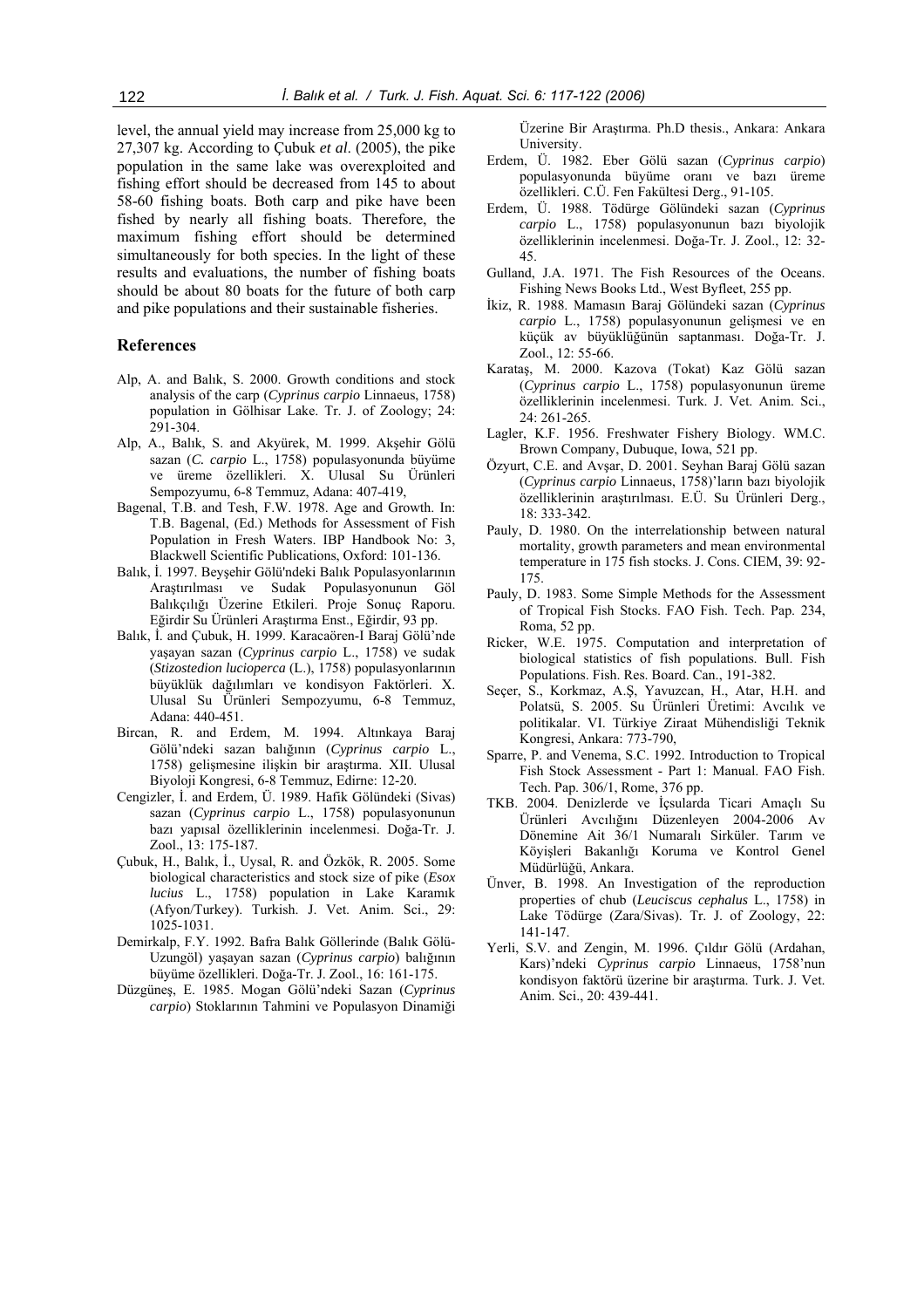level, the annual yield may increase from 25,000 kg to 27,307 kg. According to Çubuk *et al*. (2005), the pike population in the same lake was overexploited and fishing effort should be decreased from 145 to about 58-60 fishing boats. Both carp and pike have been fished by nearly all fishing boats. Therefore, the maximum fishing effort should be determined simultaneously for both species. In the light of these results and evaluations, the number of fishing boats should be about 80 boats for the future of both carp and pike populations and their sustainable fisheries.

## References

Alp, A. and Balık, S. 2000. Growth conditions and stock analysis of the carp (*Cyprinus carpio* Linnaeus, 1758) population in Gölhisar Lake. Tr. J. of Zoology; 24: 291-304.

Alp, A., Balık, S. and Akyürek, M. 1999. Akşehir Gölü sazan (*C. carpio* L., 1758) populasyonunda büyüme ve üreme özellikleri. X. Ulusal Su Ürünleri Sempozyumu, 6-8 Temmuz, Adana: 407-419,

Bagenal, T.B. and Tesh, F.W. 1978. Age and Growth. In: T.B. Bagenal, (Ed.) Methods for Assessment of Fish Population in Fresh Waters. IBP Handbook No: 3, Blackwell Scientific Publications, Oxford: 101-136.

Balık, İ. 1997. Beyşehir Gölü'ndeki Balık Populasyonlarının Araştırılması ve Sudak Populasyonunun Göl Balıkçılığı Üzerine Etkileri. Proje Sonuç Raporu. Eğirdir Su Ürünleri Araştırma Enst., Eğirdir, 93 pp.

Balık, İ. and Çubuk, H. 1999. Karacaören-I Baraj Gölü'nde yaşayan sazan (*Cyprinus carpio* L., 1758) ve sudak (*Stizostedion lucioperca* (L.), 1758) populasyonlarının büyüklük dağılımları ve kondisyon Faktörleri. X. Ulusal Su Ürünleri Sempozyumu, 6-8 Temmuz, Adana: 440-451.

Bircan, R. and Erdem, M. 1994. Altınkaya Baraj Gölü'ndeki sazan balığının (*Cyprinus carpio* L., 1758) gelişmesine ilişkin bir araştırma. XII. Ulusal Biyoloji Kongresi, 6-8 Temmuz, Edirne: 12-20.

Cengizler, İ. and Erdem, Ü. 1989. Hafik Gölündeki (Sivas) sazan (*Cyprinus carpio* L., 1758) populasyonunun bazı yapısal özelliklerinin incelenmesi. Doğa-Tr. J. Zool., 13: 175-187.

Çubuk, H., Balık, İ., Uysal, R. and Özkök, R. 2005. Some biological characteristics and stock size of pike (*Esox lucius* L., 1758) population in Lake Karamık (Afyon/Turkey). Turkish. J. Vet. Anim. Sci., 29: 1025-1031.

Demirkalp, F.Y. 1992. Bafra Balık Göllerinde (Balık Gölü-Uzungöl) yaşayan sazan (*Cyprinus carpio*) balığının büyüme özellikleri. Doğa-Tr. J. Zool., 16: 161-175.

Düzgüneş, E. 1985. Mogan Gölü'ndeki Sazan (*Cyprinus carpio*) Stoklarının Tahmini ve Populasyon Dinamiği Üzerine Bir Araştırma. Ph.D thesis., Ankara: Ankara University.

Erdem, Ü. 1982. Eber Gölü sazan (*Cyprinus carpio*) populasyonunda büyüme oranı ve bazı üreme özellikleri. C.Ü. Fen Fakültesi Derg., 91-105.

Erdem, Ü. 1988. Tödürge Gölündeki sazan (*Cyprinus carpio* L., 1758) populasyonunun bazı biyolojik özelliklerinin incelenmesi. Doğa-Tr. J. Zool., 12: 32-45.

Gulland, J.A. 1971. The Fish Resources of the Oceans. Fishing News Books Ltd., West Byfleet, 255 pp.

İkiz, R. 1988. Mamasın Baraj Gölündeki sazan (*Cyprinus carpio* L., 1758) populasyonunun gelişmesi ve en küçük av büyüklüğünün saptanması. Doğa-Tr. J. Zool., 12: 55-66.

Karataş, M. 2000. Kazova (Tokat) Kaz Gölü sazan (*Cyprinus carpio* L., 1758) populasyonunun üreme özelliklerinin incelenmesi. Turk. J. Vet. Anim. Sci., 24: 261-265.

Lagler, K.F. 1956. Freshwater Fishery Biology. WM.C. Brown Company, Dubuque, Iowa, 521 pp.

Özyurt, C.E. and Avşar, D. 2001. Seyhan Baraj Gölü sazan (*Cyprinus carpio* Linnaeus, 1758)'ların bazı biyolojik özelliklerinin araştırılması. E.Ü. Su Ürünleri Derg., 18: 333-342.

Pauly, D. 1980. On the interrelationship between natural mortality, growth parameters and mean environmental temperature in 175 fish stocks. J. Cons. CIEM, 39: 92-175.

Pauly, D. 1983. Some Simple Methods for the Assessment of Tropical Fish Stocks. FAO Fish. Tech. Pap. 234, Roma, 52 pp.

Ricker, W.E. 1975. Computation and interpretation of biological statistics of fish populations. Bull. Fish Populations. Fish. Res. Board. Can., 191-382.

Seçer, S., Korkmaz, A.Ş, Yavuzcan, H., Atar, H.H. and Polatsü, S. 2005. Su Ürünleri Üretimi: Avcılık ve politikalar. VI. Türkiye Ziraat Mühendisliği Teknik Kongresi, Ankara: 773-790,

Sparre, P. and Venema, S.C. 1992. Introduction to Tropical Fish Stock Assessment - Part 1: Manual. FAO Fish. Tech. Pap. 306/1, Rome, 376 pp.

TKB. 2004. Denizlerde ve İçsularda Ticari Amaçlı Su Ürünleri Avcılığını Düzenleyen 2004-2006 Av Dönemine Ait 36/1 Numaralı Sirküler. Tarım ve Köyişleri Bakanlığı Koruma ve Kontrol Genel Müdürlüğü, Ankara.

Ünver, B. 1998. An Investigation of the reproduction properties of chub (*Leuciscus cephalus* L., 1758) in Lake Tödürge (Zara/Sivas). Tr. J. of Zoology, 22: 141-147.

Yerli, S.V. and Zengin, M. 1996. Çıldır Gölü (Ardahan, Kars)'ndeki *Cyprinus carpio* Linnaeus, 1758'nun kondisyon faktörü üzerine bir araştırma. Turk. J. Vet. Anim. Sci., 20: 439-441.